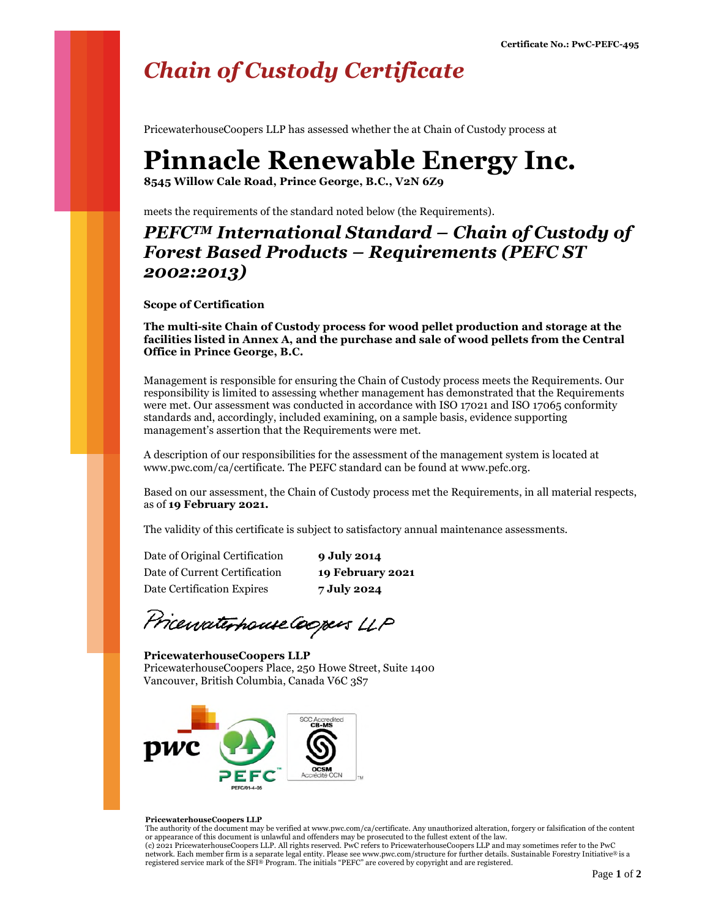Certificate No.: PwC-PEFC-495

# *Chain of Custody Certificate*

PricewaterhouseCoopers LLP has assessed whether the at Chain of Custody process at

# Pinnacle Renewable Energy Inc.

**8545 Willow Cale Road, Prince George, B.C., V2N 6Z9**

meets the requirements of the standard noted below (the Requirements).

## *PEFC™ International Standard – Chain of Custody of Forest Based Products – Requirements (PEFC ST 2002:2013)*

**Scope of Certification**

**The multi-site Chain of Custody process for wood pellet production and storage at the facilities listed in Annex A, and the purchase and sale of wood pellets from the Central Office in Prince George, B.C.**

Management is responsible for ensuring the Chain of Custody process meets the Requirements. Our responsibility is limited to assessing whether management has demonstrated that the Requirements were met. Our assessment was conducted in accordance with ISO 17021 and ISO 17065 conformity standards and, accordingly, included examining, on a sample basis, evidence supporting management's assertion that the Requirements were met.

A description of our responsibilities for the assessment of the management system is located at www.pwc.com/ca/certificate. The PEFC standard can be found at www.pefc.org.

Based on our assessment, the Chain of Custody process met the Requirements, in all material respects, as of **19 February 2021.**

The validity of this certificate is subject to satisfactory annual maintenance assessments.

| | |
|---|---|
| Date of Original Certification | **9 July 2014** |
| Date of Current Certification | **19 February 2021** |
| Date Certification Expires | **7 July 2024** |

PricewaterhouseCoopers LLP

**PricewaterhouseCoopers LLP**
PricewaterhouseCoopers Place, 250 Howe Street, Suite 1400
Vancouver, British Columbia, Canada V6C 3S7

pwc

PEFC™
PEFC/01-4-05

SCC Accredited
CB-MS
OCSM
Accrédité CCN

**PricewaterhouseCoopers LLP**
The authority of the document may be verified at www.pwc.com/ca/certificate. Any unauthorized alteration, forgery or falsification of the content or appearance of this document is unlawful and offenders may be prosecuted to the fullest extent of the law.
(c) 2021 PricewaterhouseCoopers LLP. All rights reserved. PwC refers to PricewaterhouseCoopers LLP and may sometimes refer to the PwC network. Each member firm is a separate legal entity. Please see www.pwc.com/structure for further details. Sustainable Forestry Initiative® is a registered service mark of the SFI® Program. The initials "PEFC" are covered by copyright and are registered.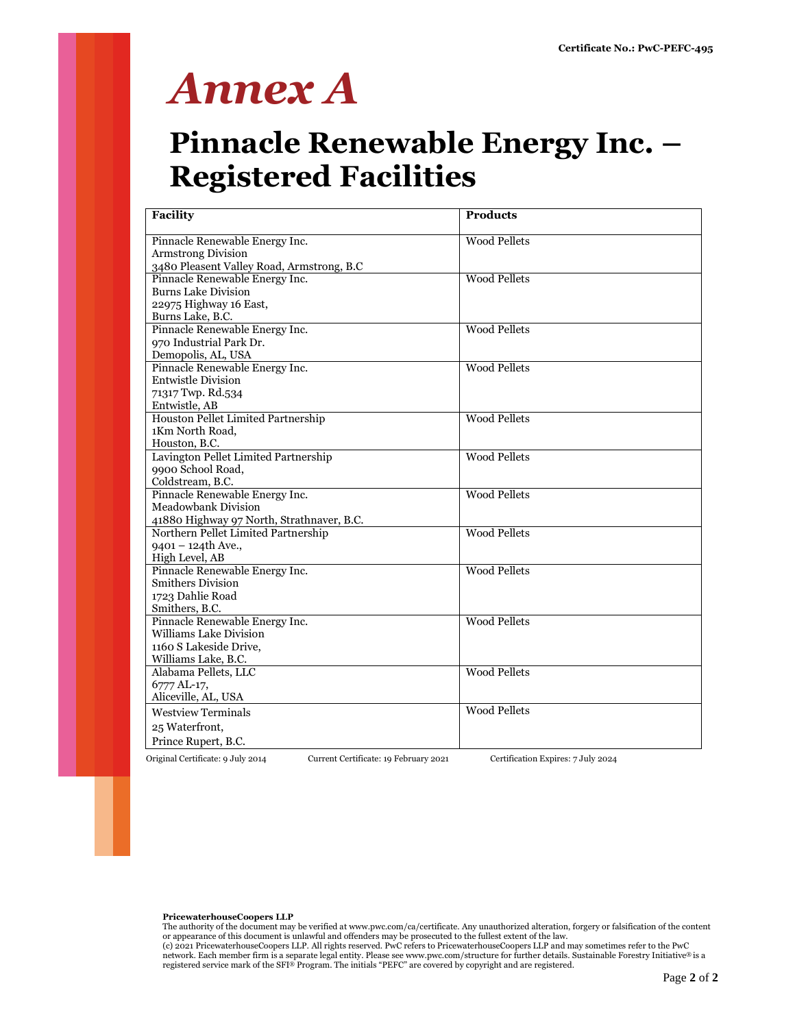Certificate No.: PwC-PEFC-495

# Annex A

## Pinnacle Renewable Energy Inc. – Registered Facilities

| Facility | Products |
|---|---|
| Pinnacle Renewable Energy Inc.<br>Armstrong Division<br>3480 Pleasent Valley Road, Armstrong, B.C | Wood Pellets |
| Pinnacle Renewable Energy Inc.<br>Burns Lake Division<br>22975 Highway 16 East,<br>Burns Lake, B.C. | Wood Pellets |
| Pinnacle Renewable Energy Inc.<br>970 Industrial Park Dr.<br>Demopolis, AL, USA | Wood Pellets |
| Pinnacle Renewable Energy Inc.<br>Entwistle Division<br>71317 Twp. Rd.534<br>Entwistle, AB | Wood Pellets |
| Houston Pellet Limited Partnership<br>1Km North Road,<br>Houston, B.C. | Wood Pellets |
| Lavington Pellet Limited Partnership<br>9900 School Road,<br>Coldstream, B.C. | Wood Pellets |
| Pinnacle Renewable Energy Inc.<br>Meadowbank Division<br>41880 Highway 97 North, Strathnaver, B.C. | Wood Pellets |
| Northern Pellet Limited Partnership<br>9401 – 124th Ave.,<br>High Level, AB | Wood Pellets |
| Pinnacle Renewable Energy Inc.<br>Smithers Division<br>1723 Dahlie Road<br>Smithers, B.C. | Wood Pellets |
| Pinnacle Renewable Energy Inc.<br>Williams Lake Division<br>1160 S Lakeside Drive,<br>Williams Lake, B.C. | Wood Pellets |
| Alabama Pellets, LLC<br>6777 AL-17,<br>Aliceville, AL, USA | Wood Pellets |
| Westview Terminals<br>25 Waterfront,<br>Prince Rupert, B.C. | Wood Pellets |

Original Certificate: 9 July 2014 Current Certificate: 19 February 2021 Certification Expires: 7 July 2024

**PricewaterhouseCoopers LLP**
The authority of the document may be verified at www.pwc.com/ca/certificate. Any unauthorized alteration, forgery or falsification of the content or appearance of this document is unlawful and offenders may be prosecuted to the fullest extent of the law.
(c) 2021 PricewaterhouseCoopers LLP. All rights reserved. PwC refers to PricewaterhouseCoopers LLP and may sometimes refer to the PwC network. Each member firm is a separate legal entity. Please see www.pwc.com/structure for further details. Sustainable Forestry Initiative® is a registered service mark of the SFI® Program. The initials "PEFC" are covered by copyright and are registered.